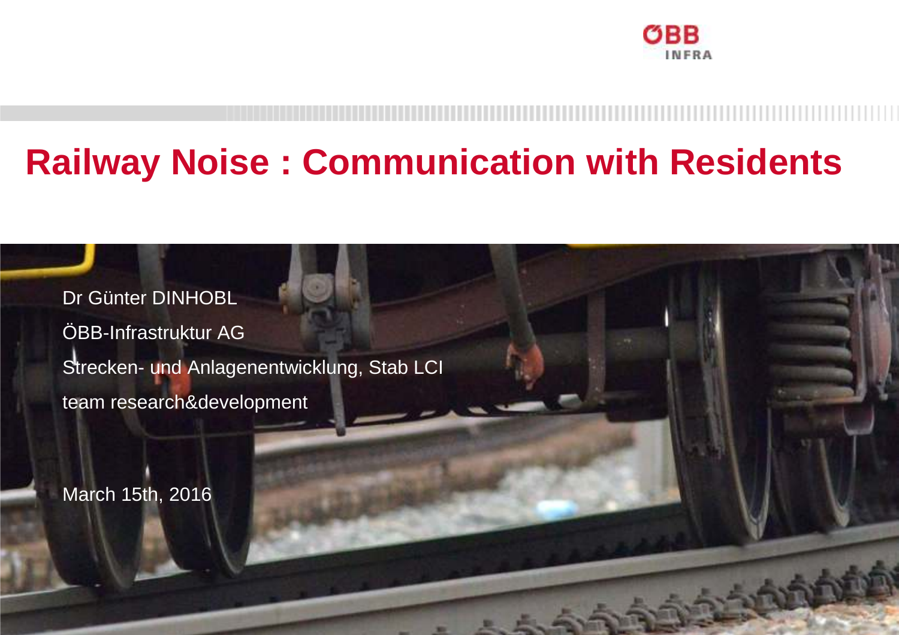# Railway Noise : Communication with Residents

Dr Günter DINHOBL

ÖBB-Infrastruktur AG

Strecken- und Anlagenentwicklung, Stab LCI

team research&development

March 15th, 2016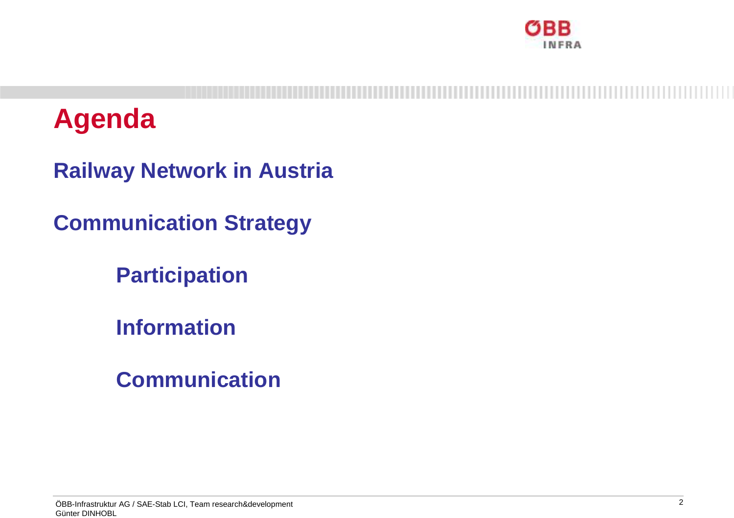# Agenda

**Railway Network in Austria**

**Communication Strategy**

- **Participation**
- **Information**
- **Communication**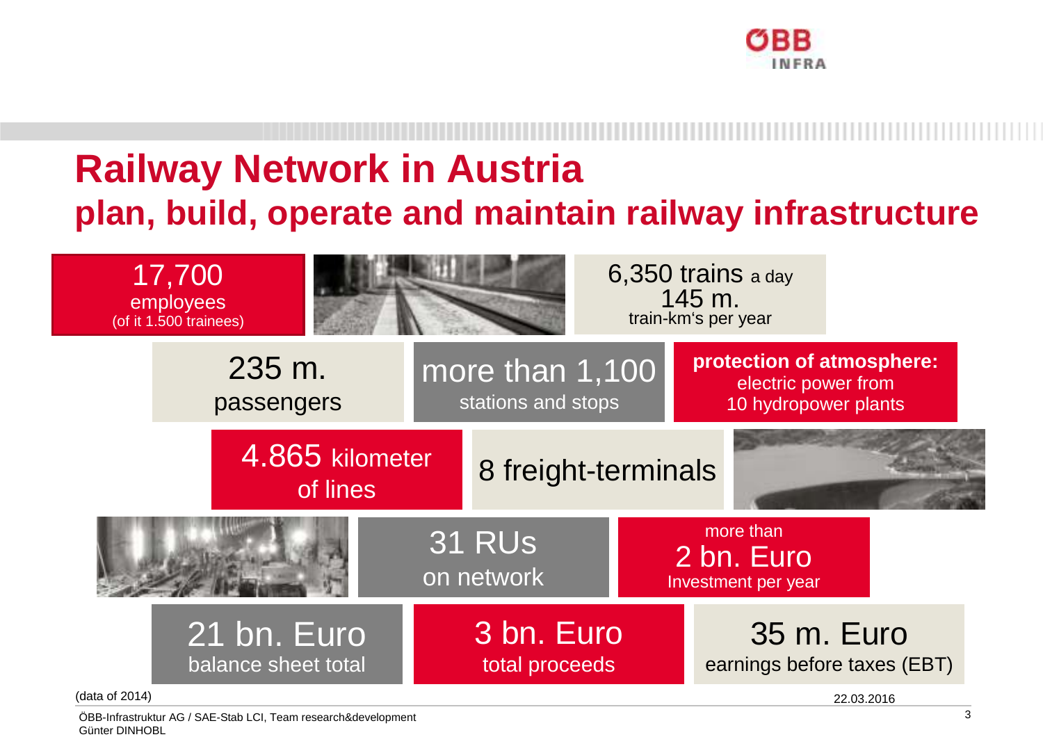# Railway Network in Austria

## plan, build, operate and maintain railway infrastructure

**17,700**
employees
(of it 1.500 trainees)

**6,350 trains** a day
**145 m.**
train-km's per year

**235 m.**
passengers

**more than 1,100**
stations and stops

**protection of atmosphere:**
electric power from
10 hydropower plants

**4.865** kilometer
of lines

**8 freight-terminals**

**31 RUs**
on network

more than
**2 bn. Euro**
Investment per year

**21 bn. Euro**
balance sheet total

**3 bn. Euro**
total proceeds

**35 m. Euro**
earnings before taxes (EBT)

(data of 2014)

22.03.2016

ÖBB-Infrastruktur AG / SAE-Stab LCI, Team research&development
Günter DINHOBL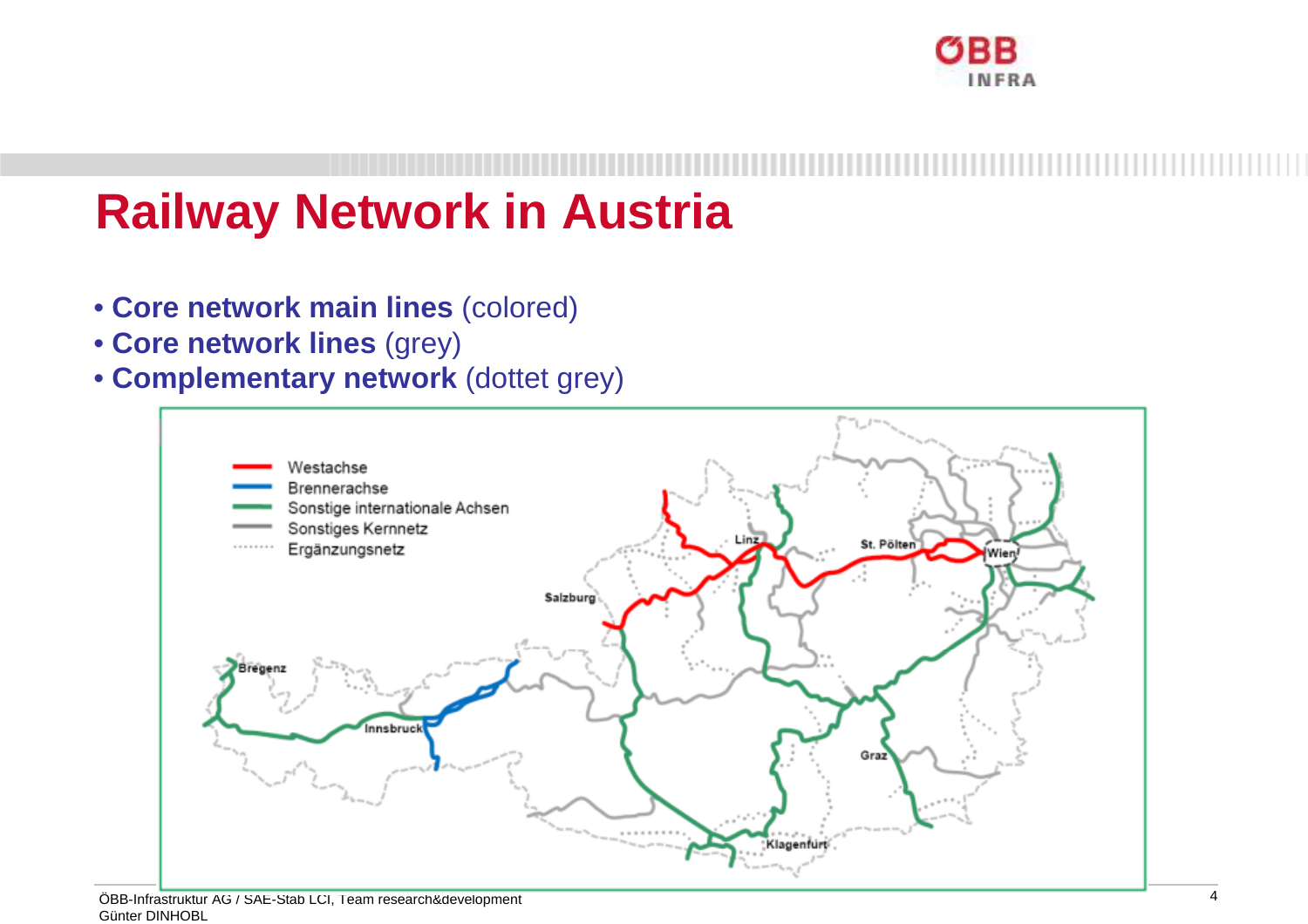# Railway Network in Austria

- **Core network main lines** (colored)
- **Core network lines** (grey)
- **Complementary network** (dottet grey)

Westachse
Brennerachse
Sonstige internationale Achsen
Sonstiges Kernnetz
Ergänzungsnetz

Bregenz
Innsbruck
Salzburg
Linz
St. Pölten
Wien
Graz
Klagenfurt

ÖBB-Infrastruktur AG / SAE-Stab LCI, Team research&development
Günter DINHOBL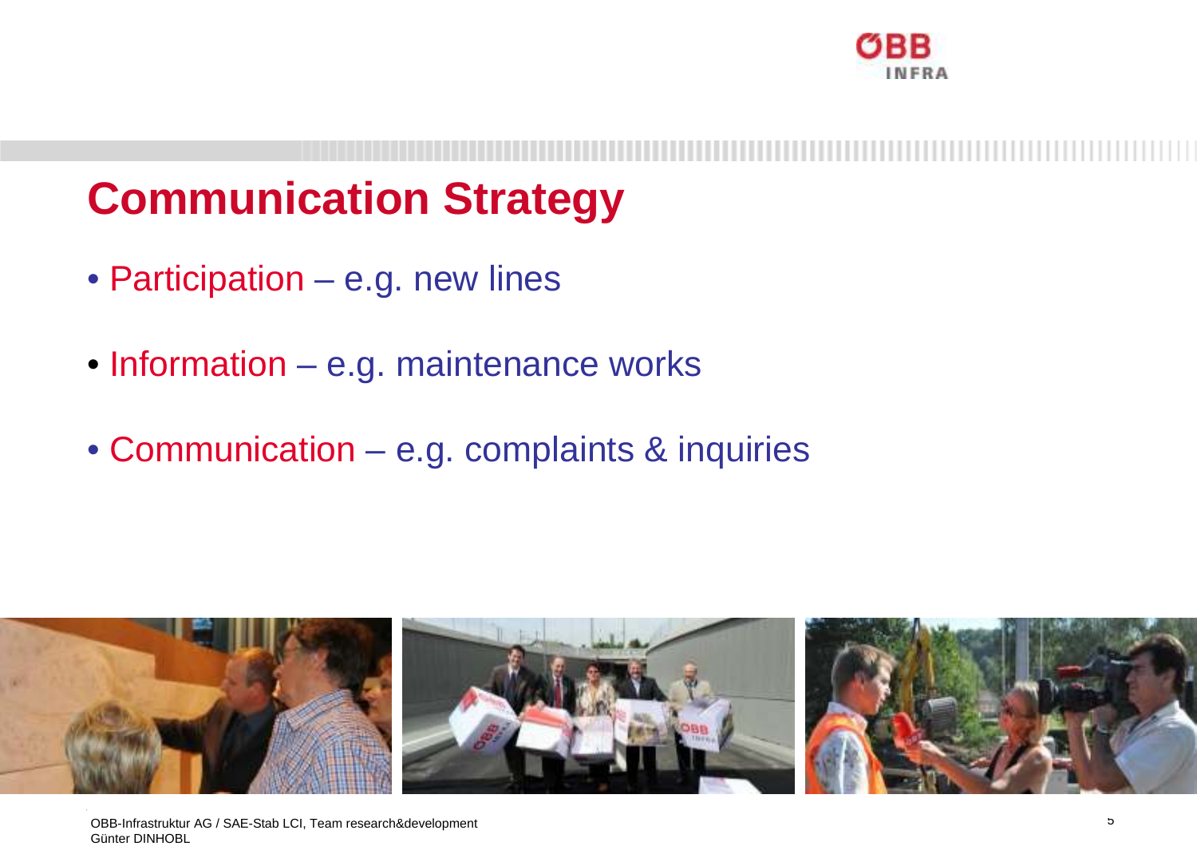# Communication Strategy

- Participation – e.g. new lines
- Information – e.g. maintenance works
- Communication – e.g. complaints & inquiries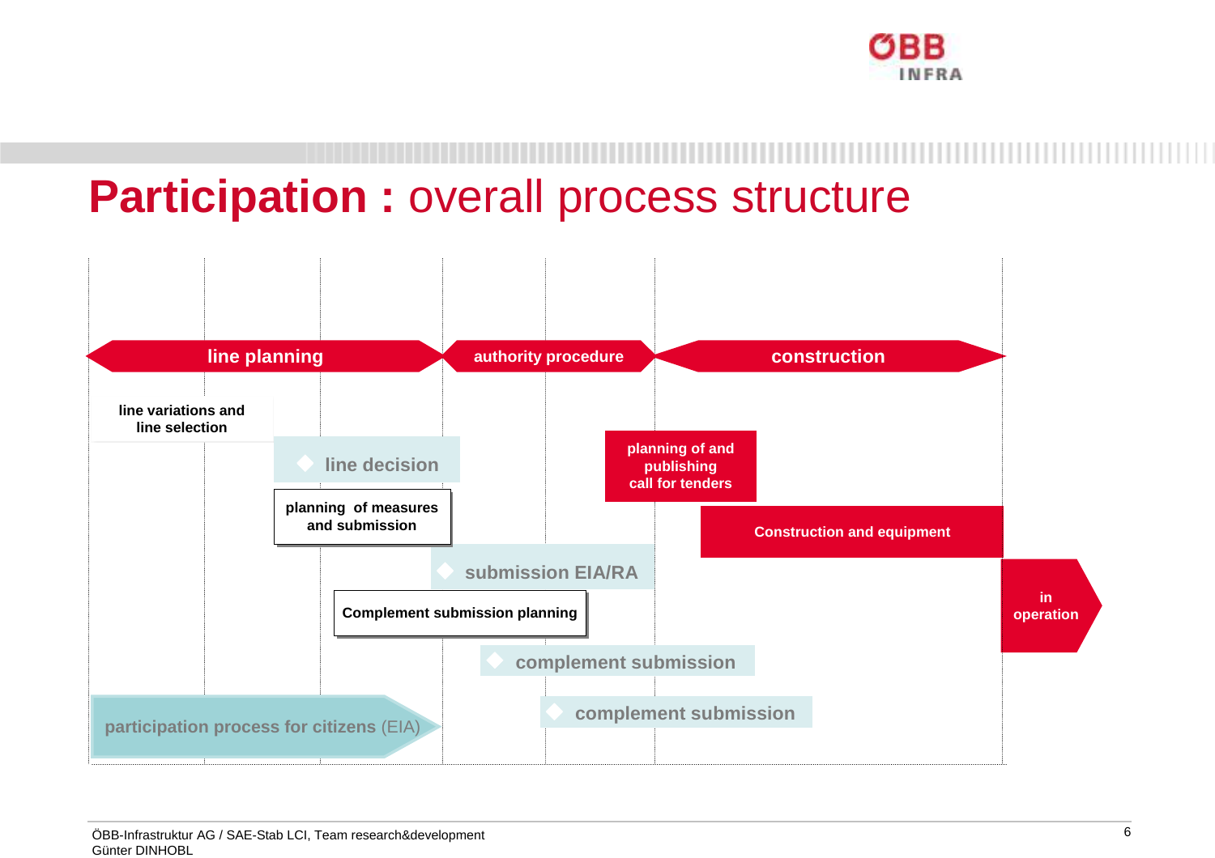# Participation : overall process structure

**line planning** | **authority procedure** | **construction**

**line variations and line selection**

line decision

**planning of measures and submission**

submission EIA/RA

**Complement submission planning**

complement submission

complement submission

**participation process for citizens** (EIA)

**planning of and publishing call for tenders**

**Construction and equipment**

**in operation**

ÖBB-Infrastruktur AG / SAE-Stab LCI, Team research&development
Günter DINHOBL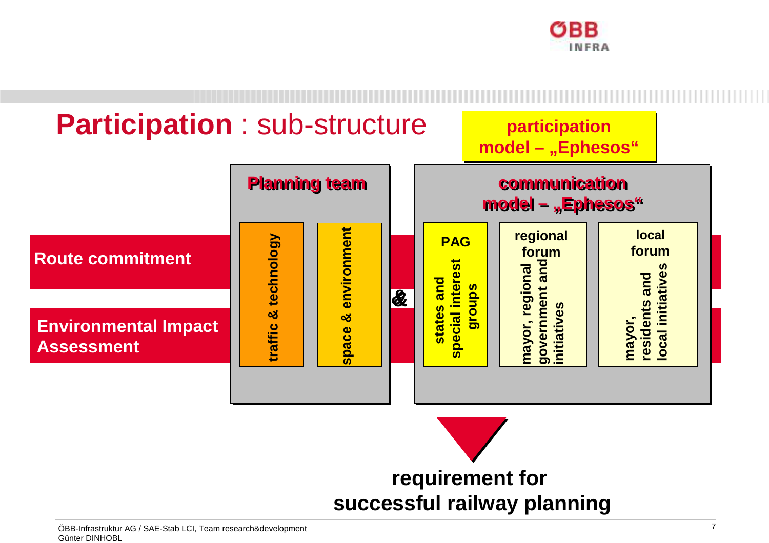# **Participation** : sub-structure

**participation model – „Ephesos“**

**Route commitment**

**Environmental Impact Assessment**

**Planning team**

- traffic & technology
- space & environment

&

**communication model – „Ephesos“**

- **PAG** – states and special interest groups
- **regional forum** – mayor, regional government and initiatives
- **local forum** – mayor, residents and local initiatives

**requirement for successful railway planning**

ÖBB-Infrastruktur AG / SAE-Stab LCI, Team research&development
Günter DINHOBL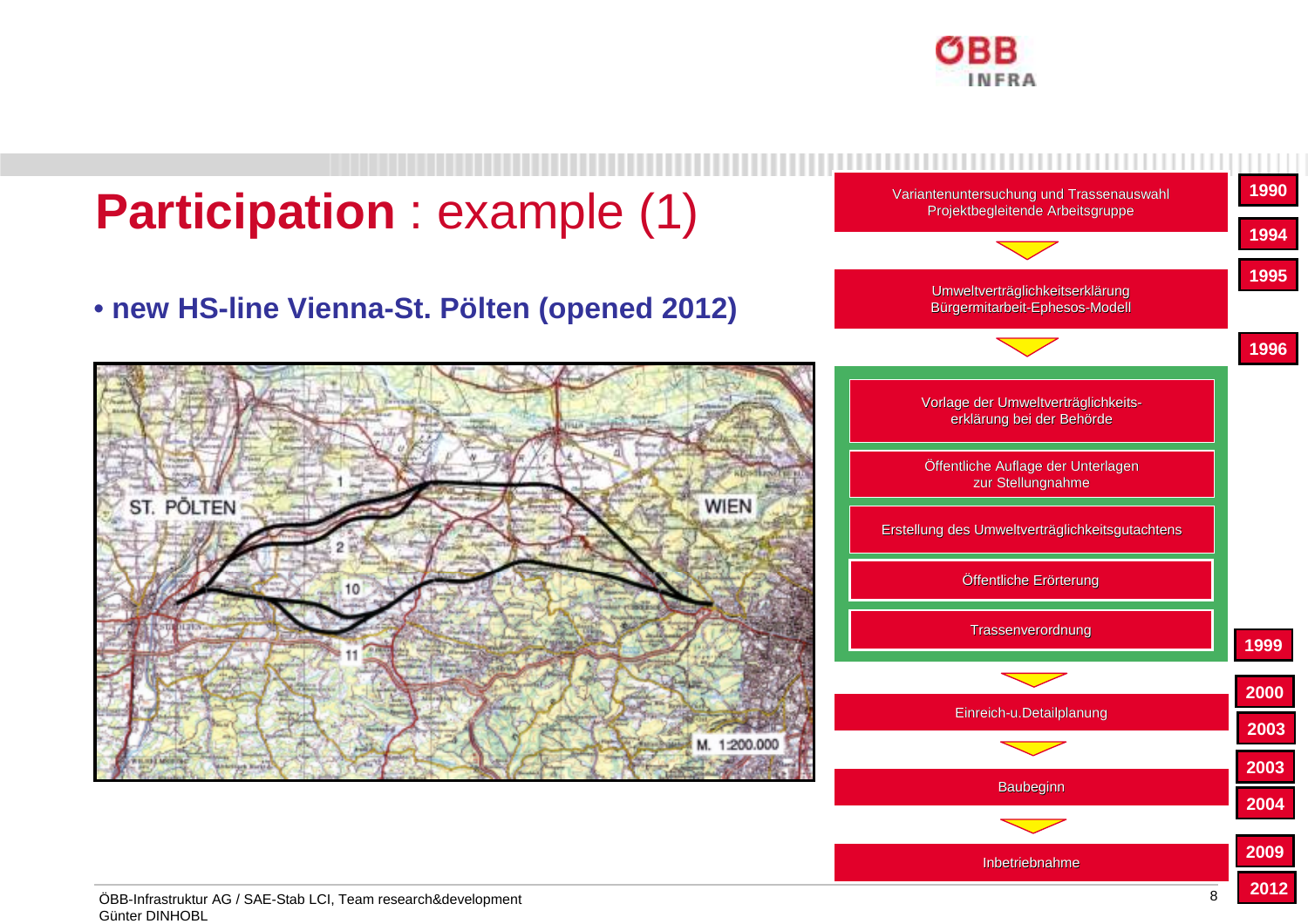# **Participation** : example (1)

- **new HS-line Vienna-St. Pölten (opened 2012)**

ST. PÖLTEN — WIEN — 1 — 2 — 10 — 11 — M. 1:200.000

| Phase | Year |
| --- | --- |
| Variantenuntersuchung und Trassenauswahl<br>Projektbegleitende Arbeitsgruppe | 1990 / 1994 |
| Umweltverträglichkeitserklärung<br>Bürgermitarbeit-Ephesos-Modell | 1995 / 1996 |
| Vorlage der Umweltverträglichkeits-erklärung bei der Behörde | |
| Öffentliche Auflage der Unterlagen zur Stellungnahme | |
| Erstellung des Umweltverträglichkeitsgutachtens | |
| Öffentliche Erörterung | |
| Trassenverordnung | 1999 |
| Einreich-u.Detailplanung | 2000 / 2003 |
| Baubeginn | 2003 / 2004 |
| Inbetriebnahme | 2009 / 2012 |

ÖBB-Infrastruktur AG / SAE-Stab LCI, Team research&development
Günter DINHOBL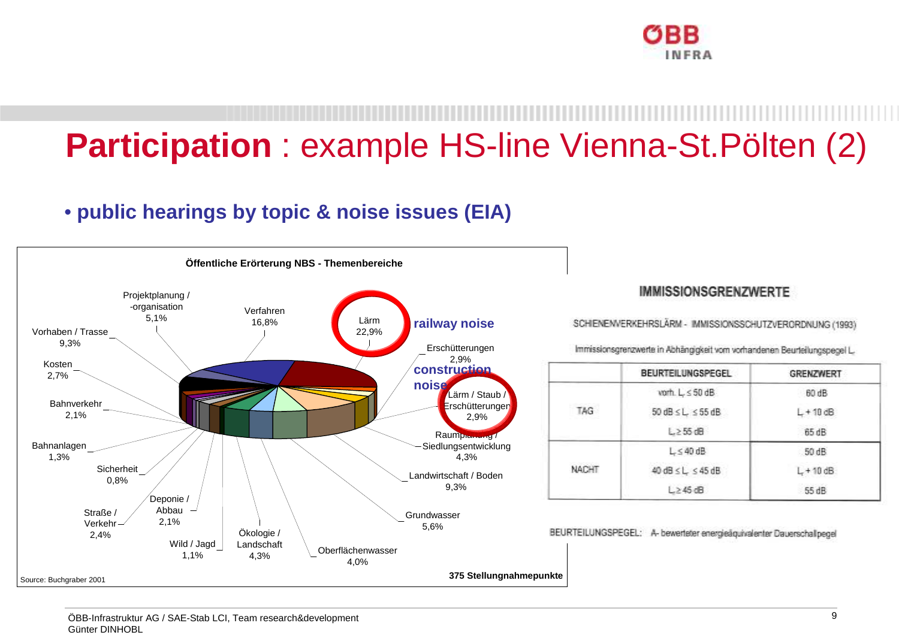# **Participation** : example HS-line Vienna-St.Pölten (2)

- **public hearings by topic & noise issues (EIA)**

**Öffentliche Erörterung NBS - Themenbereiche**

| Themenbereich | Anteil |
|---|---|
| Lärm | 22,9% |
| Verfahren | 16,8% |
| Vorhaben / Trasse | 9,3% |
| Landwirtschaft / Boden | 9,3% |
| Grundwasser | 5,6% |
| Projektplanung / -organisation | 5,1% |
| Raumplanung / Siedlungsentwicklung | 4,3% |
| Ökologie / Landschaft | 4,3% |
| Oberflächenwasser | 4,0% |
| Erschütterungen | 2,9% |
| Lärm / Staub / Erschütterungen | 2,9% |
| Kosten | 2,7% |
| Straße / Verkehr | 2,4% |
| Bahnverkehr | 2,1% |
| Deponie / Abbau | 2,1% |
| Bahnanlagen | 1,3% |
| Wild / Jagd | 1,1% |
| Sicherheit | 0,8% |

railway noise

construction noise

Source: Buchgraber 2001

**375 Stellungnahmepunkte**

**IMMISSIONSGRENZWERTE**

SCHIENENVERKEHRSLÄRM - IMMISSIONSSCHUTZVERORDNUNG (1993)

Immissionsgrenzwerte in Abhängigkeit vom vorhandenen Beurteilungspegel $L_r$

| | BEURTEILUNGSPEGEL | GRENZWERT |
|---|---|---|
| TAG | vorh. $L_r \leq 50$ dB | 60 dB |
| | $50 \text{ dB} \leq L_r \leq 55$ dB | $L_r + 10$ dB |
| | $L_r \geq 55$ dB | 65 dB |
| NACHT | $L_r \leq 40$ dB | 50 dB |
| | $40 \text{ dB} \leq L_r \leq 45$ dB | $L_r + 10$ dB |
| | $L_r \geq 45$ dB | 55 dB |

BEURTEILUNGSPEGEL: A- bewerteter energieäquivalenter Dauerschallpegel

ÖBB-Infrastruktur AG / SAE-Stab LCI, Team research&development
Günter DINHOBL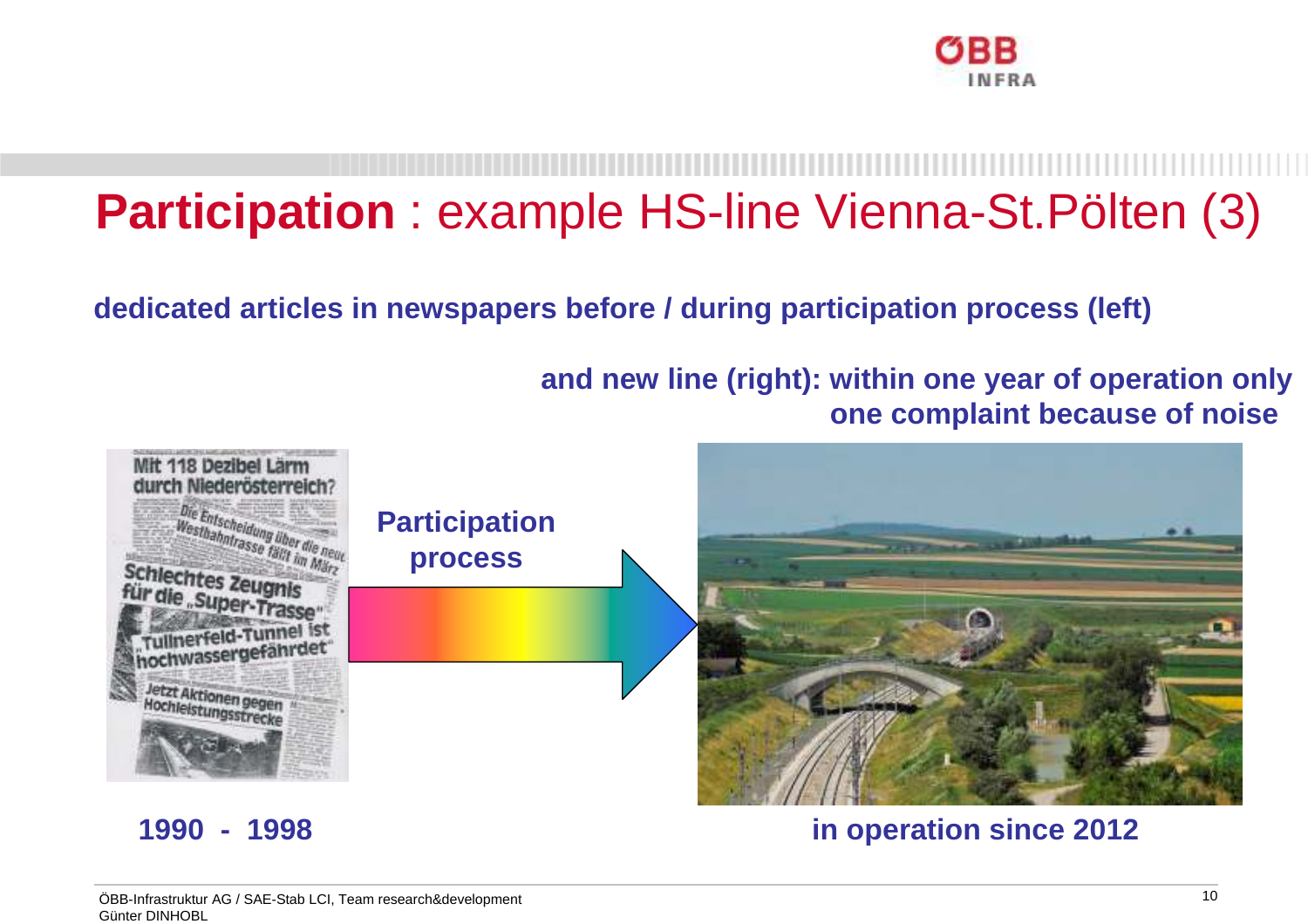# **Participation** : example HS-line Vienna-St.Pölten (3)

**dedicated articles in newspapers before / during participation process (left)**

**and new line (right): within one year of operation only one complaint because of noise**

**Participation process**

**1990 - 1998**

**in operation since 2012**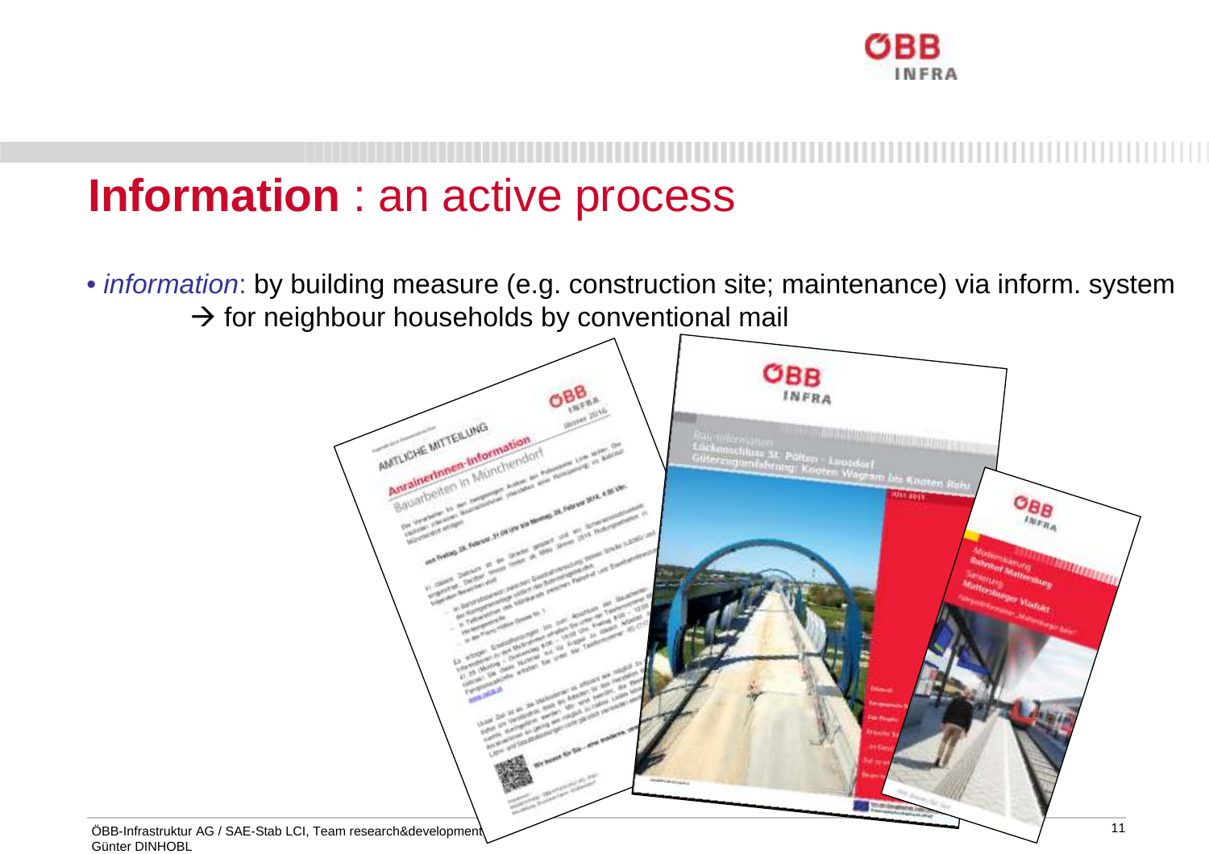# **Information** : an active process

- *information*: by building measure (e.g. construction site; maintenance) via inform. system
  → for neighbour households by conventional mail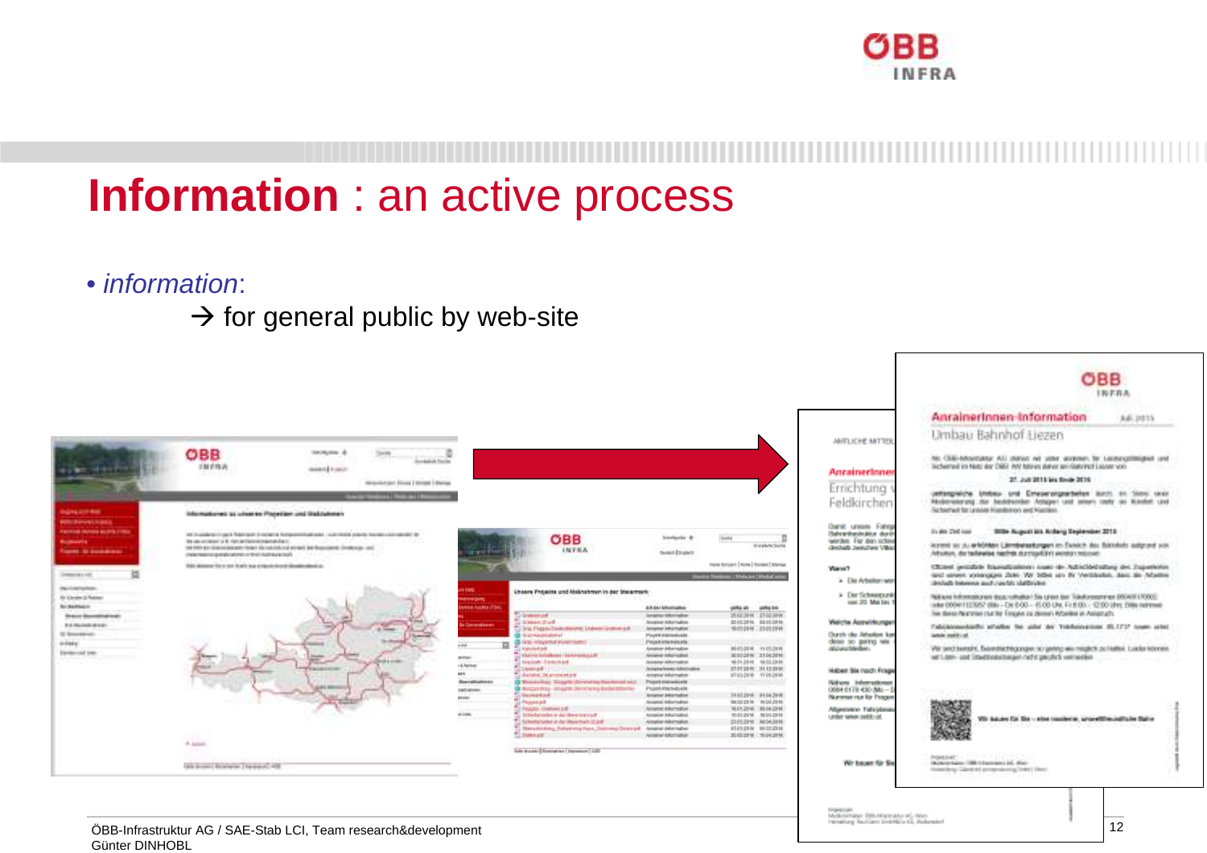# Information : an active process

- *information*:

  → for general public by web-site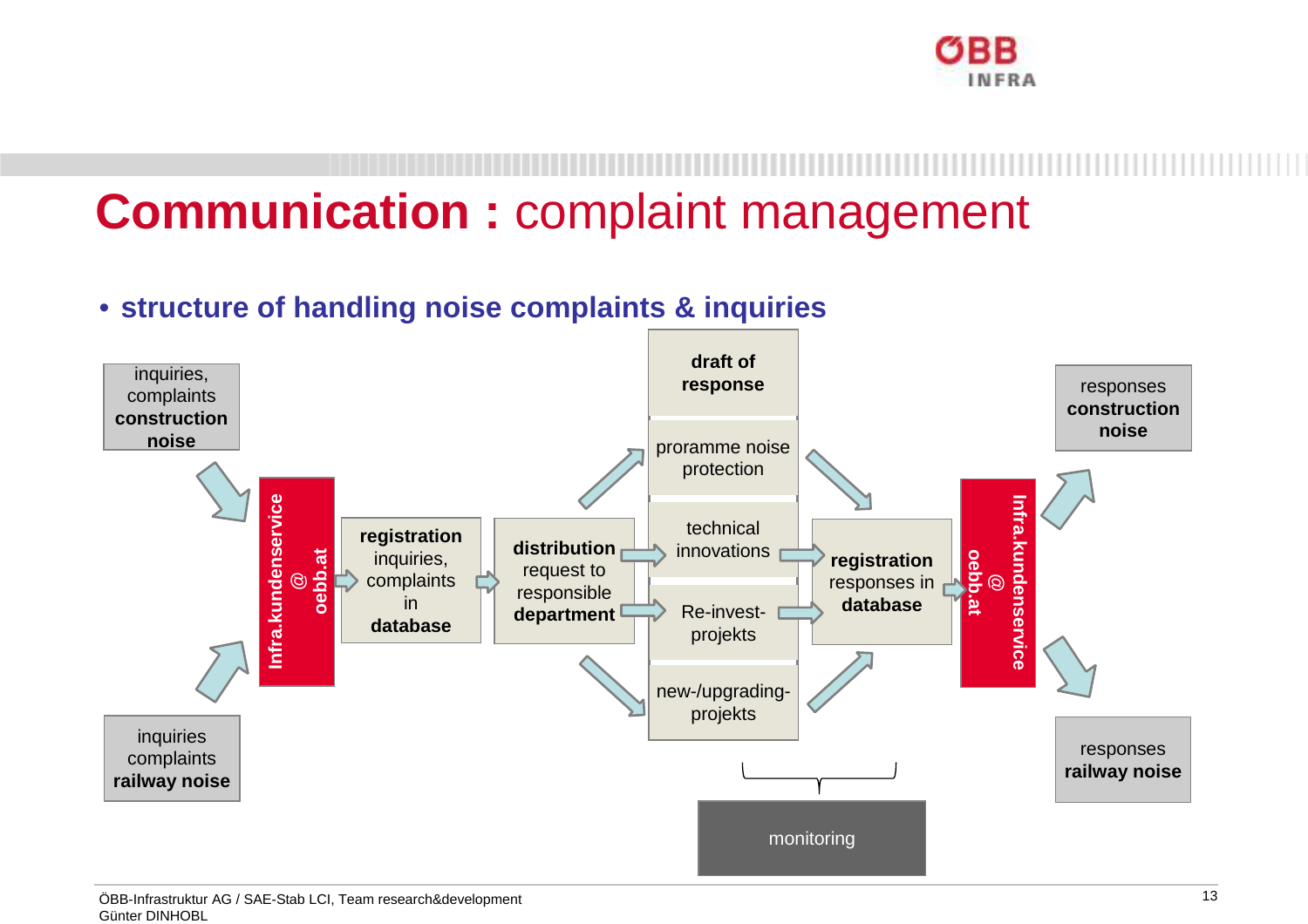# **Communication :** complaint management

- **structure of handling noise complaints & inquiries**

inquiries, complaints **construction noise**

inquiries complaints **railway noise**

**Infra.kundenservice @ oebb.at**

**registration** inquiries, complaints in **database**

**distribution** request to responsible **department**

**draft of response**

proramme noise protection

technical innovations

Re-invest-projekts

new-/upgrading-projekts

**registration** responses in **database**

**Infra.kundenservice @ oebb.at**

responses **construction noise**

responses **railway noise**

monitoring

ÖBB-Infrastruktur AG / SAE-Stab LCI, Team research&development
Günter DINHOBL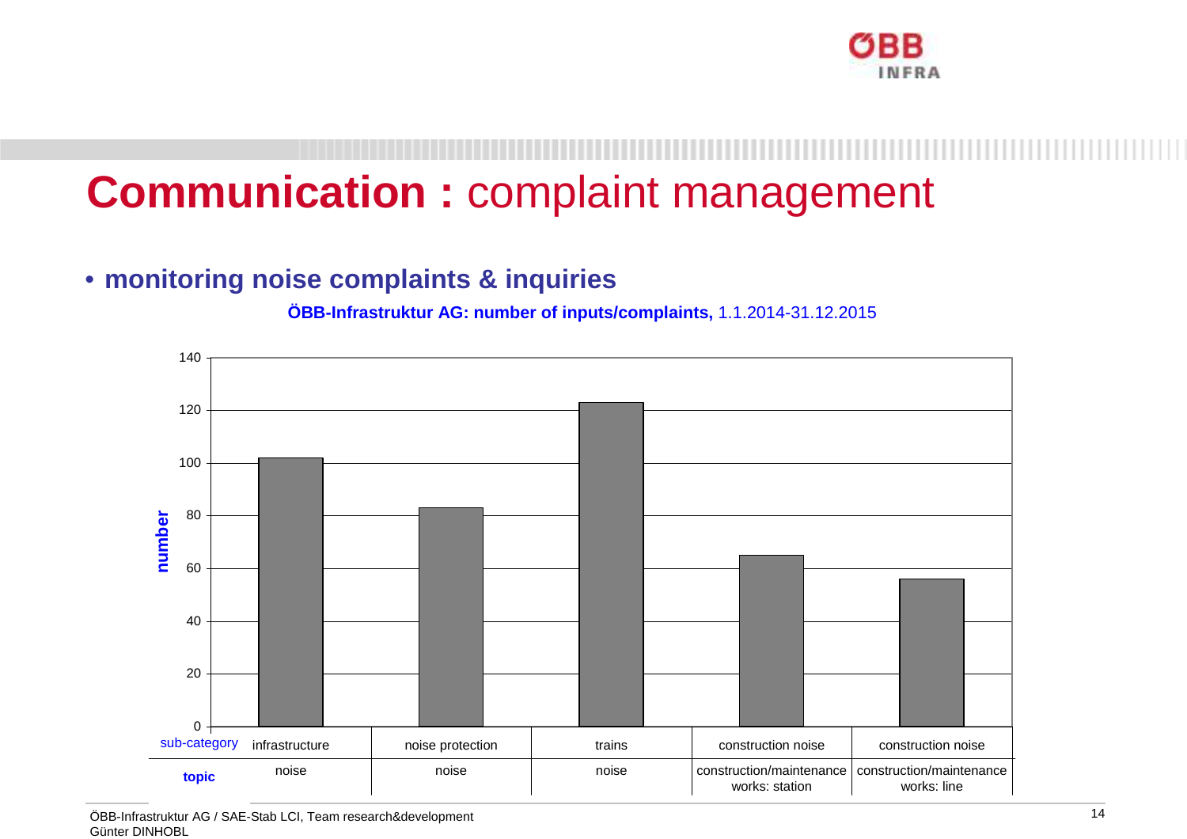# **Communication :** complaint management

- **monitoring noise complaints & inquiries**

**ÖBB-Infrastruktur AG: number of inputs/complaints,** 1.1.2014-31.12.2015

| sub-category | infrastructure | noise protection | trains | construction noise | construction noise |
|---|---|---|---|---|---|
| **topic** | noise | noise | noise | construction/maintenance works: station | construction/maintenance works: line |
| **number** | 102 | 83 | 123 | 65 | 56 |

ÖBB-Infrastruktur AG / SAE-Stab LCI, Team research&development
Günter DINHOBL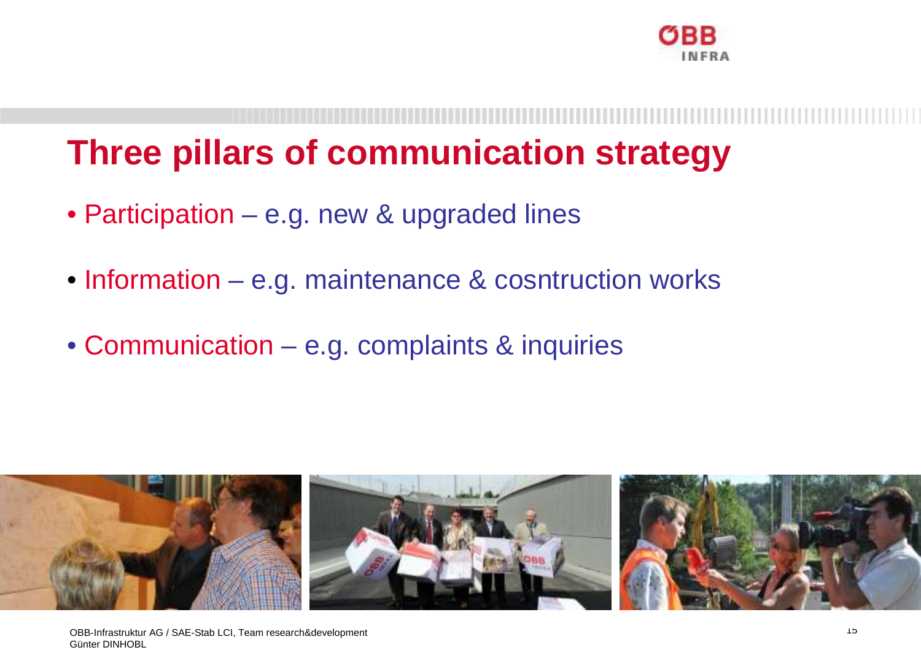# Three pillars of communication strategy

- Participation – e.g. new & upgraded lines
- Information – e.g. maintenance & cosntruction works
- Communication – e.g. complaints & inquiries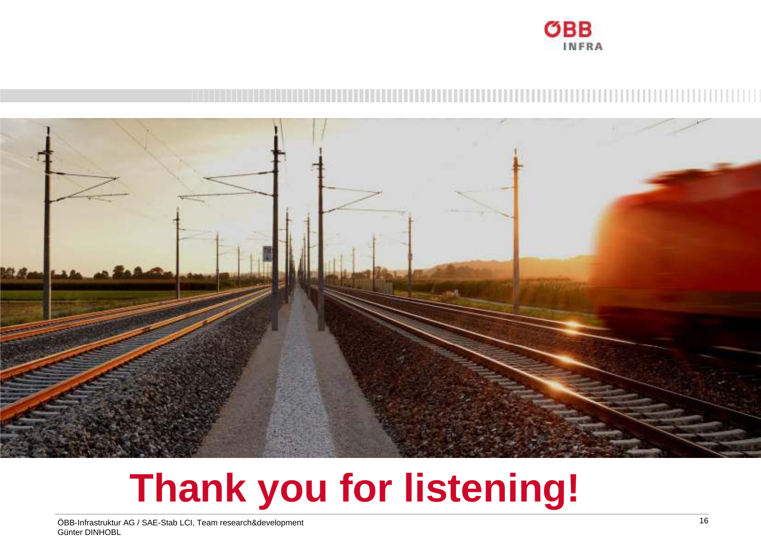# Thank you for listening!